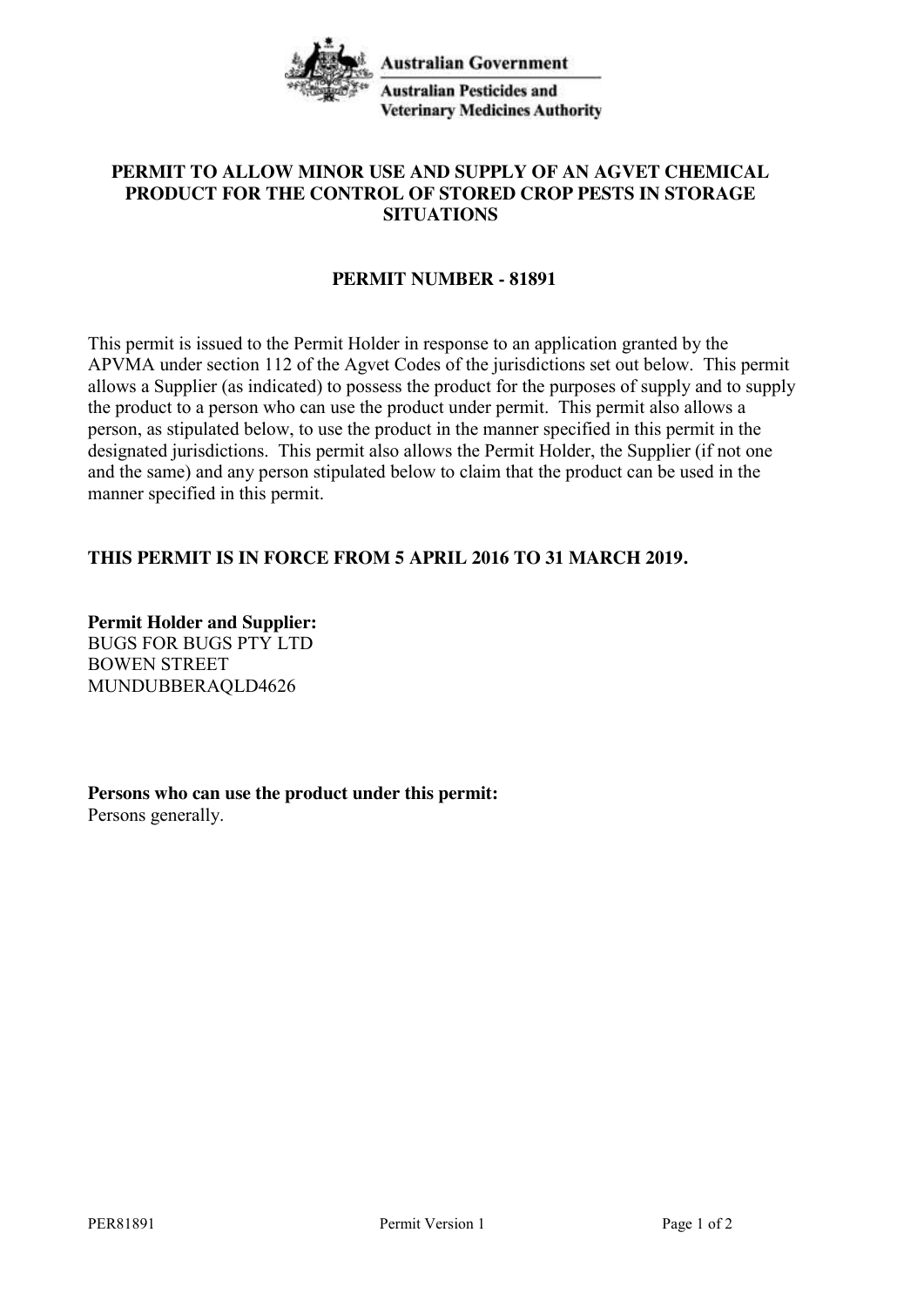Australian Government

Australian Pesticides and Veterinary Medicines Authority

# PERMIT TO ALLOW MINOR USE AND SUPPLY OF AN AGVET CHEMICAL PRODUCT FOR THE CONTROL OF STORED CROP PESTS IN STORAGE SITUATIONS

## PERMIT NUMBER - 81891

This permit is issued to the Permit Holder in response to an application granted by the APVMA under section 112 of the Agvet Codes of the jurisdictions set out below. This permit allows a Supplier (as indicated) to possess the product for the purposes of supply and to supply the product to a person who can use the product under permit. This permit also allows a person, as stipulated below, to use the product in the manner specified in this permit in the designated jurisdictions. This permit also allows the Permit Holder, the Supplier (if not one and the same) and any person stipulated below to claim that the product can be used in the manner specified in this permit.

**THIS PERMIT IS IN FORCE FROM 5 APRIL 2016 TO 31 MARCH 2019.**

**Permit Holder and Supplier:**
BUGS FOR BUGS PTY LTD
BOWEN STREET
MUNDUBBERAQLD4626

**Persons who can use the product under this permit:**
Persons generally.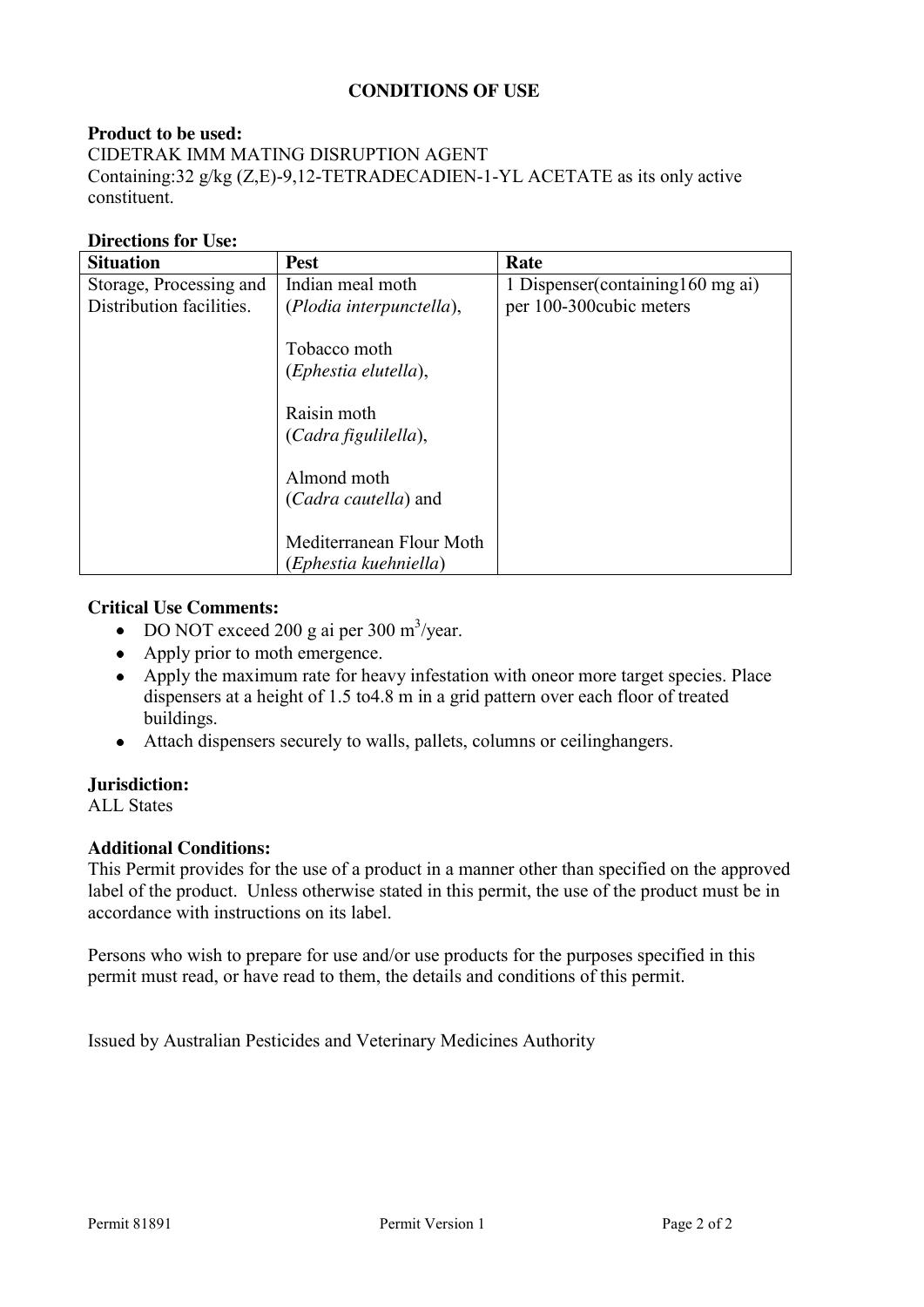# CONDITIONS OF USE

**Product to be used:**
CIDETRAK IMM MATING DISRUPTION AGENT
Containing:32 g/kg (Z,E)-9,12-TETRADECADIEN-1-YL ACETATE as its only active constituent.

**Directions for Use:**

| Situation | Pest | Rate |
|---|---|---|
| Storage, Processing and Distribution facilities. | Indian meal moth (*Plodia interpunctella*),<br><br>Tobacco moth (*Ephestia elutella*),<br><br>Raisin moth (*Cadra figulilella*),<br><br>Almond moth (*Cadra cautella*) and<br><br>Mediterranean Flour Moth (*Ephestia kuehniella*) | 1 Dispenser(containing160 mg ai) per 100-300cubic meters |

**Critical Use Comments:**

- DO NOT exceed 200 g ai per 300 $m^3$/year.
- Apply prior to moth emergence.
- Apply the maximum rate for heavy infestation with oneor more target species. Place dispensers at a height of 1.5 to4.8 m in a grid pattern over each floor of treated buildings.
- Attach dispensers securely to walls, pallets, columns or ceilinghangers.

**Jurisdiction:**
ALL States

**Additional Conditions:**
This Permit provides for the use of a product in a manner other than specified on the approved label of the product. Unless otherwise stated in this permit, the use of the product must be in accordance with instructions on its label.

Persons who wish to prepare for use and/or use products for the purposes specified in this permit must read, or have read to them, the details and conditions of this permit.

Issued by Australian Pesticides and Veterinary Medicines Authority